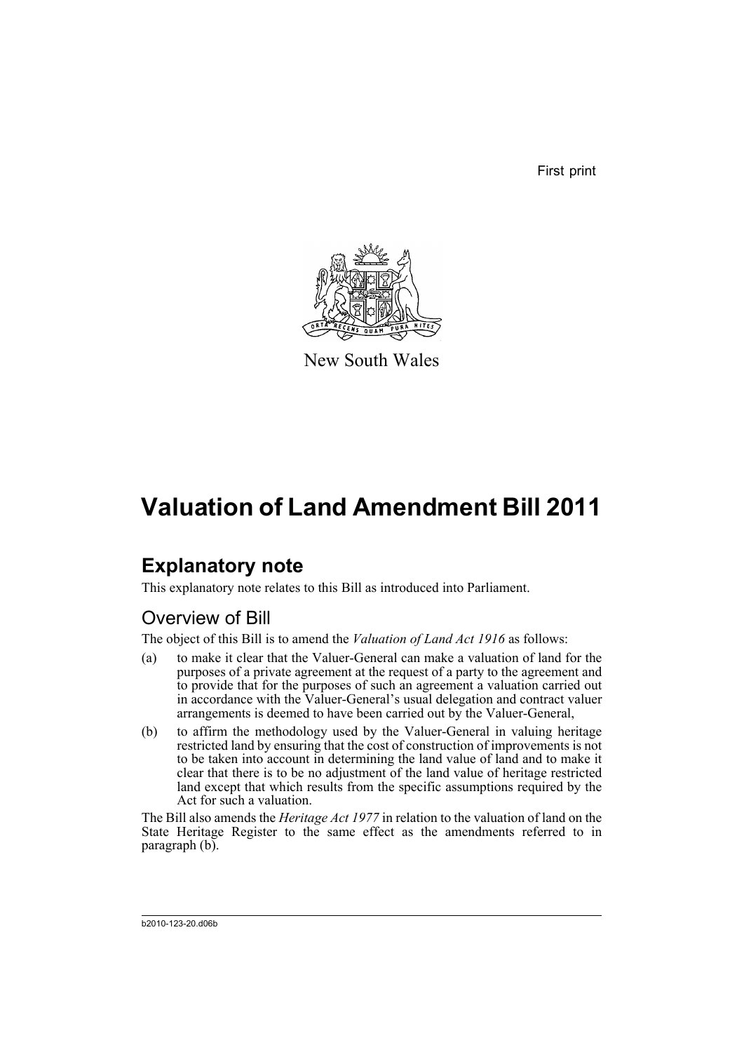First print

New South Wales

# Valuation of Land Amendment Bill 2011

## Explanatory note

This explanatory note relates to this Bill as introduced into Parliament.

### Overview of Bill

The object of this Bill is to amend the *Valuation of Land Act 1916* as follows:

(a) to make it clear that the Valuer-General can make a valuation of land for the purposes of a private agreement at the request of a party to the agreement and to provide that for the purposes of such an agreement a valuation carried out in accordance with the Valuer-General's usual delegation and contract valuer arrangements is deemed to have been carried out by the Valuer-General,

(b) to affirm the methodology used by the Valuer-General in valuing heritage restricted land by ensuring that the cost of construction of improvements is not to be taken into account in determining the land value of land and to make it clear that there is to be no adjustment of the land value of heritage restricted land except that which results from the specific assumptions required by the Act for such a valuation.

The Bill also amends the *Heritage Act 1977* in relation to the valuation of land on the State Heritage Register to the same effect as the amendments referred to in paragraph (b).

b2010-123-20.d06b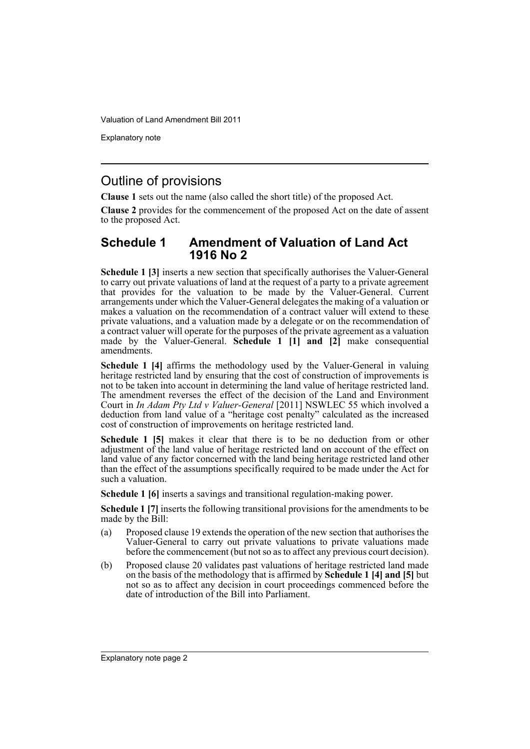## Outline of provisions

**Clause 1** sets out the name (also called the short title) of the proposed Act.

**Clause 2** provides for the commencement of the proposed Act on the date of assent to the proposed Act.

## Schedule 1 Amendment of Valuation of Land Act 1916 No 2

**Schedule 1 [3]** inserts a new section that specifically authorises the Valuer-General to carry out private valuations of land at the request of a party to a private agreement that provides for the valuation to be made by the Valuer-General. Current arrangements under which the Valuer-General delegates the making of a valuation or makes a valuation on the recommendation of a contract valuer will extend to these private valuations, and a valuation made by a delegate or on the recommendation of a contract valuer will operate for the purposes of the private agreement as a valuation made by the Valuer-General. **Schedule 1 [1] and [2]** make consequential amendments.

**Schedule 1 [4]** affirms the methodology used by the Valuer-General in valuing heritage restricted land by ensuring that the cost of construction of improvements is not to be taken into account in determining the land value of heritage restricted land. The amendment reverses the effect of the decision of the Land and Environment Court in *In Adam Pty Ltd v Valuer-General* [2011] NSWLEC 55 which involved a deduction from land value of a "heritage cost penalty" calculated as the increased cost of construction of improvements on heritage restricted land.

**Schedule 1 [5]** makes it clear that there is to be no deduction from or other adjustment of the land value of heritage restricted land on account of the effect on land value of any factor concerned with the land being heritage restricted land other than the effect of the assumptions specifically required to be made under the Act for such a valuation.

**Schedule 1 [6]** inserts a savings and transitional regulation-making power.

**Schedule 1 [7]** inserts the following transitional provisions for the amendments to be made by the Bill:

(a) Proposed clause 19 extends the operation of the new section that authorises the Valuer-General to carry out private valuations to private valuations made before the commencement (but not so as to affect any previous court decision).

(b) Proposed clause 20 validates past valuations of heritage restricted land made on the basis of the methodology that is affirmed by **Schedule 1 [4] and [5]** but not so as to affect any decision in court proceedings commenced before the date of introduction of the Bill into Parliament.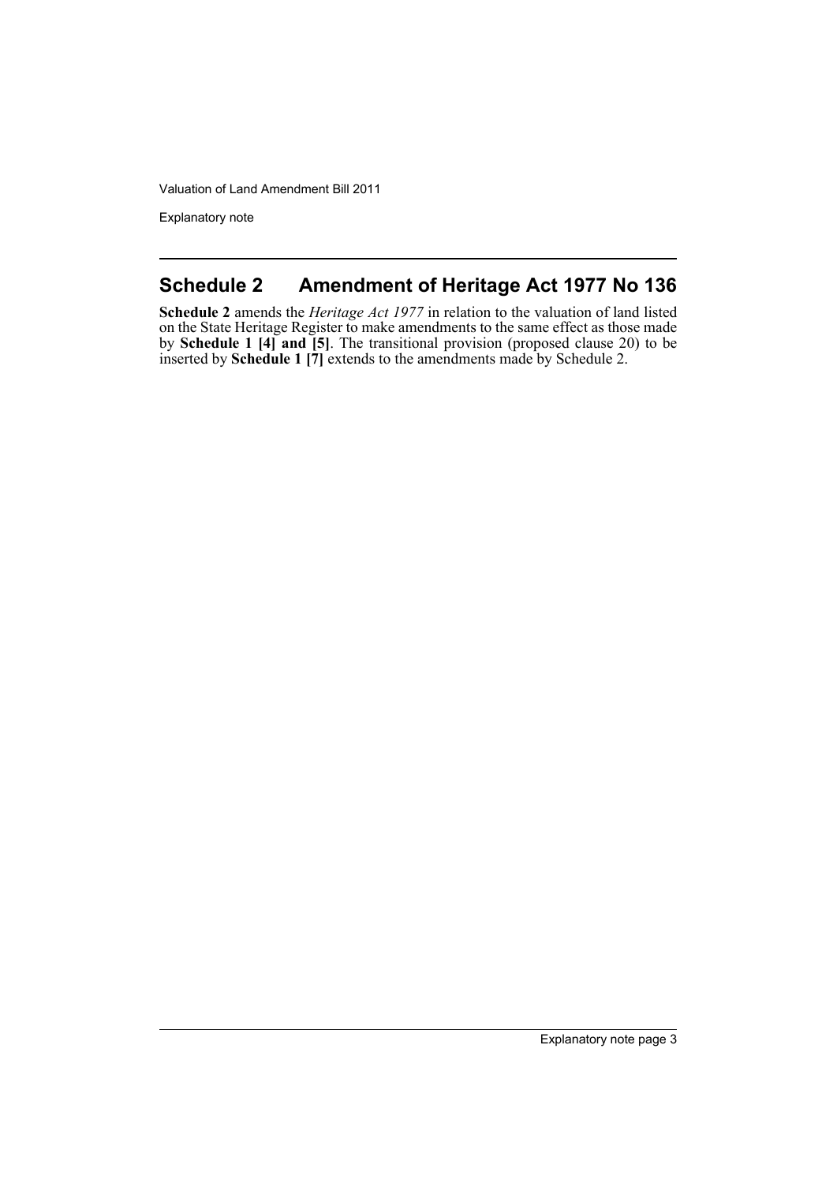## Schedule 2 Amendment of Heritage Act 1977 No 136

**Schedule 2** amends the *Heritage Act 1977* in relation to the valuation of land listed on the State Heritage Register to make amendments to the same effect as those made by **Schedule 1 [4] and [5]**. The transitional provision (proposed clause 20) to be inserted by **Schedule 1 [7]** extends to the amendments made by Schedule 2.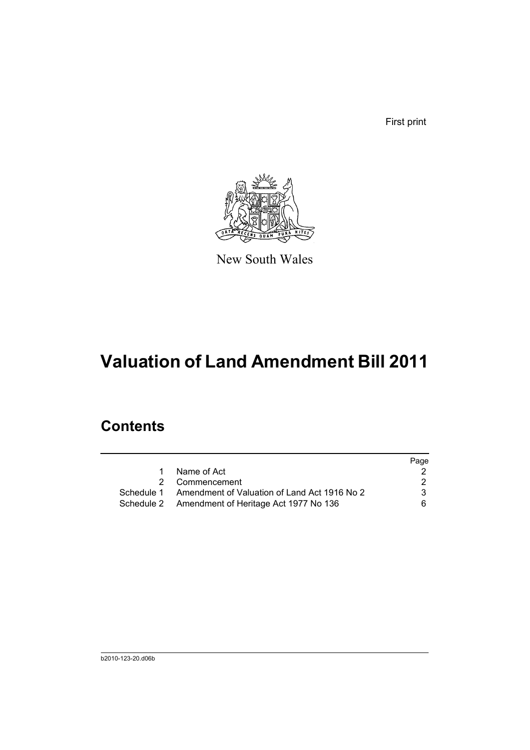First print

New South Wales

# Valuation of Land Amendment Bill 2011

## Contents

| | | Page |
|---|---|---|
| 1 | Name of Act | 2 |
| 2 | Commencement | 2 |
| Schedule 1 | Amendment of Valuation of Land Act 1916 No 2 | 3 |
| Schedule 2 | Amendment of Heritage Act 1977 No 136 | 6 |

b2010-123-20.d06b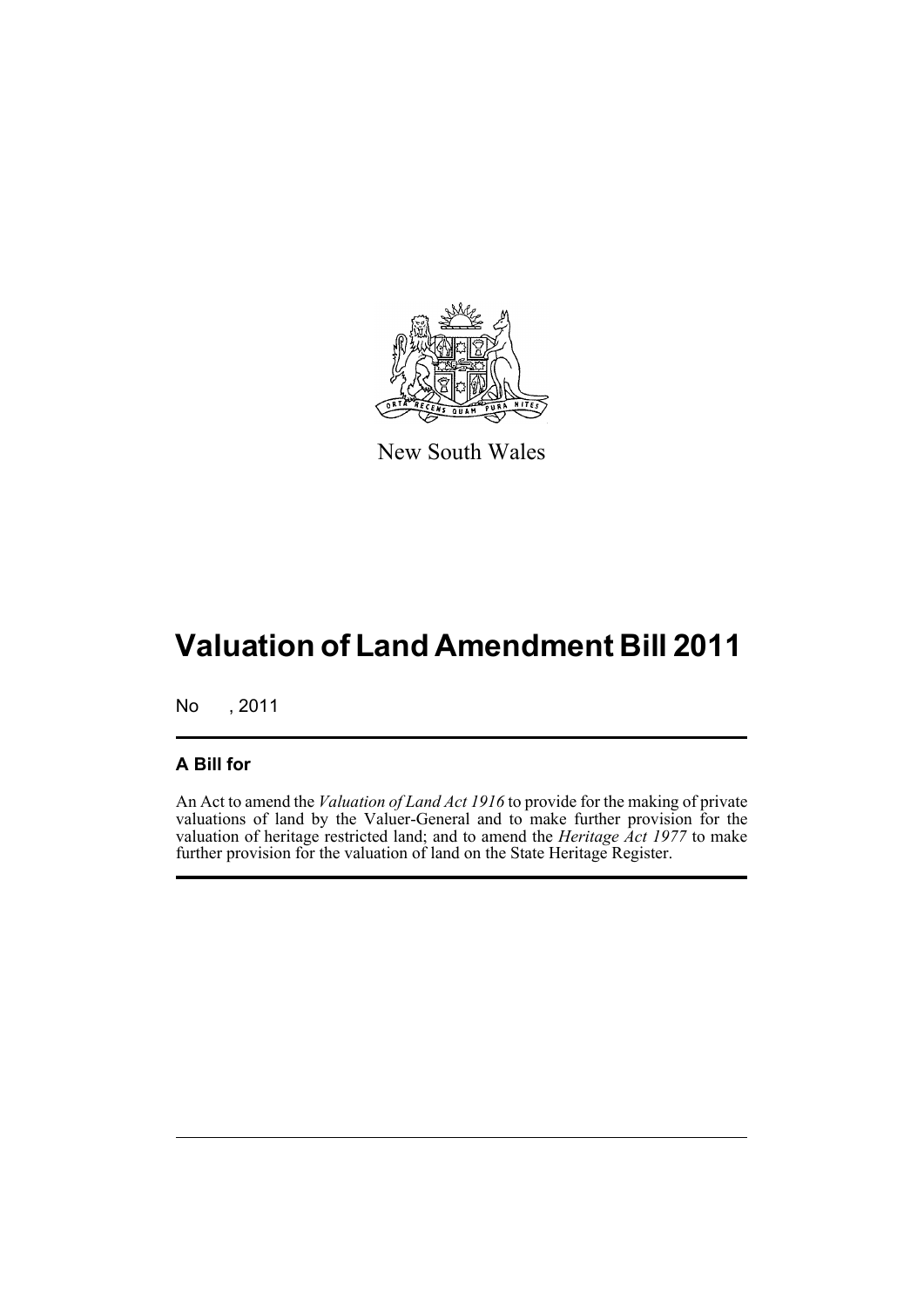New South Wales

# Valuation of Land Amendment Bill 2011

No , 2011

## A Bill for

An Act to amend the *Valuation of Land Act 1916* to provide for the making of private valuations of land by the Valuer-General and to make further provision for the valuation of heritage restricted land; and to amend the *Heritage Act 1977* to make further provision for the valuation of land on the State Heritage Register.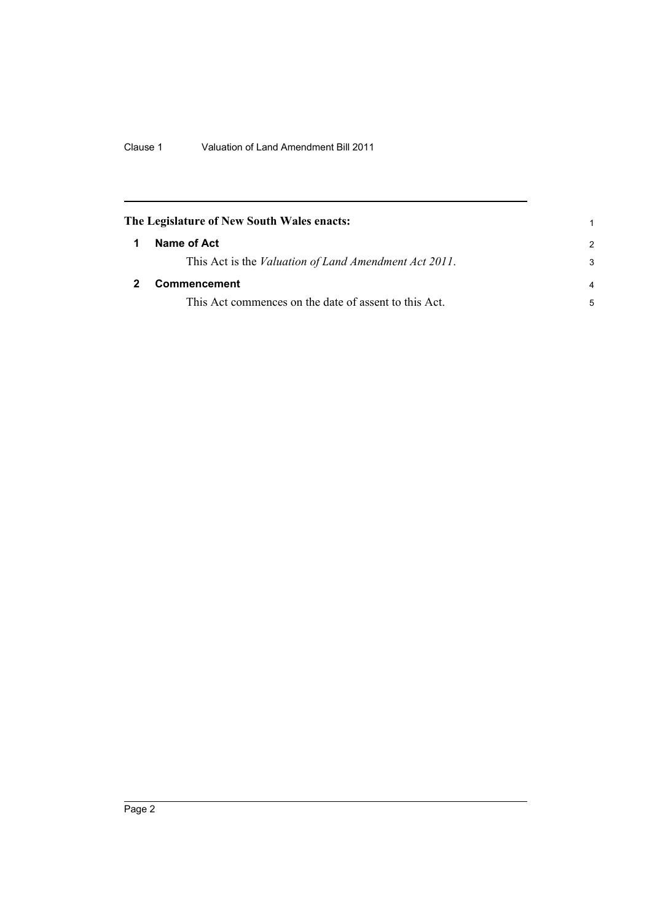**The Legislature of New South Wales enacts:**

## 1 Name of Act

This Act is the *Valuation of Land Amendment Act 2011*.

## 2 Commencement

This Act commences on the date of assent to this Act.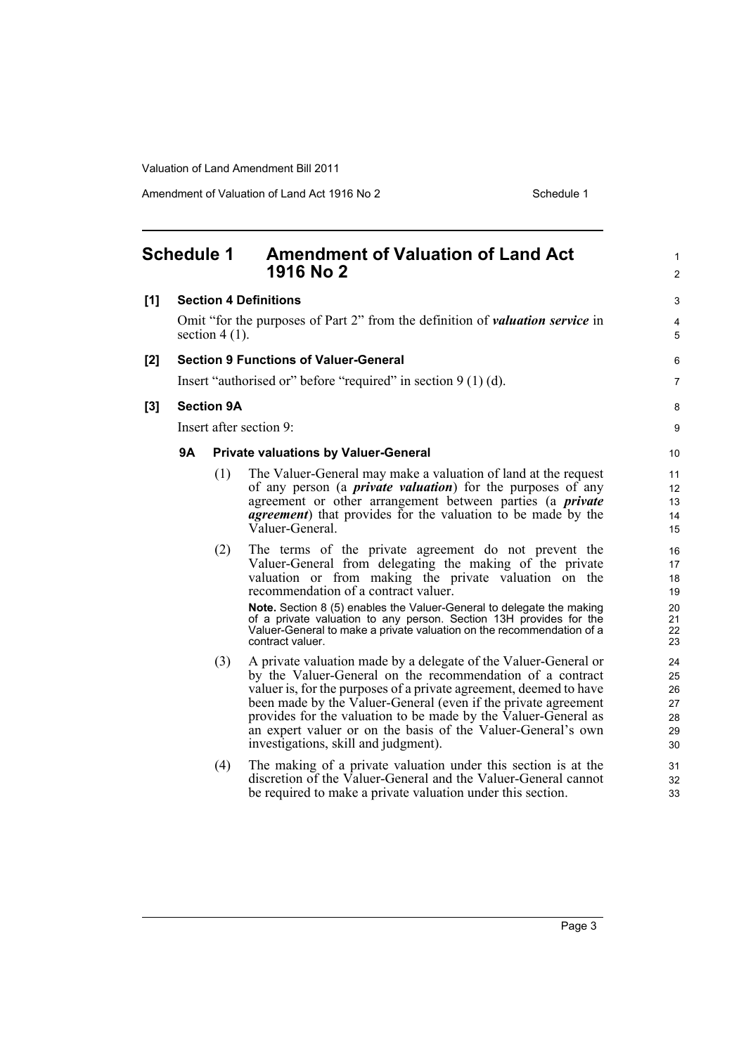# Schedule 1 Amendment of Valuation of Land Act 1916 No 2

**[1] Section 4 Definitions**

Omit "for the purposes of Part 2" from the definition of ***valuation service*** in section 4 (1).

**[2] Section 9 Functions of Valuer-General**

Insert "authorised or" before "required" in section 9 (1) (d).

**[3] Section 9A**

Insert after section 9:

**9A Private valuations by Valuer-General**

(1) The Valuer-General may make a valuation of land at the request of any person (a ***private valuation***) for the purposes of any agreement or other arrangement between parties (a ***private agreement***) that provides for the valuation to be made by the Valuer-General.

(2) The terms of the private agreement do not prevent the Valuer-General from delegating the making of the private valuation or from making the private valuation on the recommendation of a contract valuer.

**Note.** Section 8 (5) enables the Valuer-General to delegate the making of a private valuation to any person. Section 13H provides for the Valuer-General to make a private valuation on the recommendation of a contract valuer.

(3) A private valuation made by a delegate of the Valuer-General or by the Valuer-General on the recommendation of a contract valuer is, for the purposes of a private agreement, deemed to have been made by the Valuer-General (even if the private agreement provides for the valuation to be made by the Valuer-General as an expert valuer or on the basis of the Valuer-General's own investigations, skill and judgment).

(4) The making of a private valuation under this section is at the discretion of the Valuer-General and the Valuer-General cannot be required to make a private valuation under this section.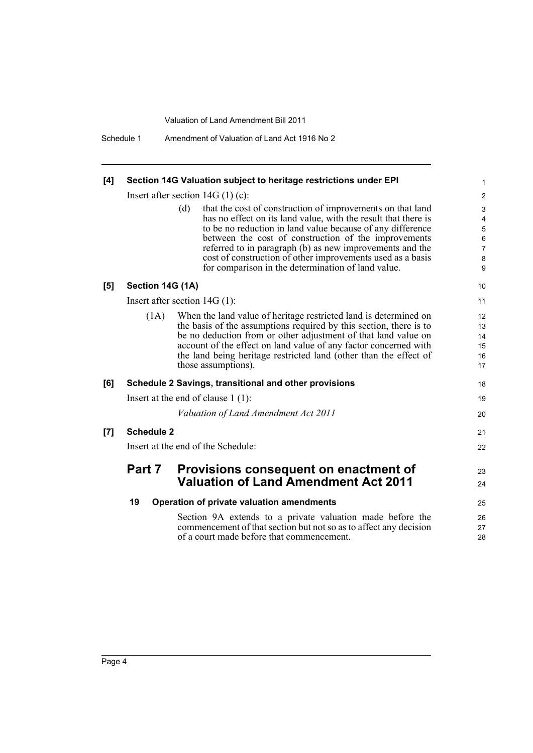**[4] Section 14G Valuation subject to heritage restrictions under EPI**

Insert after section 14G (1) (c):

> (d) that the cost of construction of improvements on that land has no effect on its land value, with the result that there is to be no reduction in land value because of any difference between the cost of construction of the improvements referred to in paragraph (b) as new improvements and the cost of construction of other improvements used as a basis for comparison in the determination of land value.

**[5] Section 14G (1A)**

Insert after section 14G (1):

> (1A) When the land value of heritage restricted land is determined on the basis of the assumptions required by this section, there is to be no deduction from or other adjustment of that land value on account of the effect on land value of any factor concerned with the land being heritage restricted land (other than the effect of those assumptions).

**[6] Schedule 2 Savings, transitional and other provisions**

Insert at the end of clause 1 (1):

> *Valuation of Land Amendment Act 2011*

**[7] Schedule 2**

Insert at the end of the Schedule:

## Part 7 Provisions consequent on enactment of Valuation of Land Amendment Act 2011

### 19 Operation of private valuation amendments

Section 9A extends to a private valuation made before the commencement of that section but not so as to affect any decision of a court made before that commencement.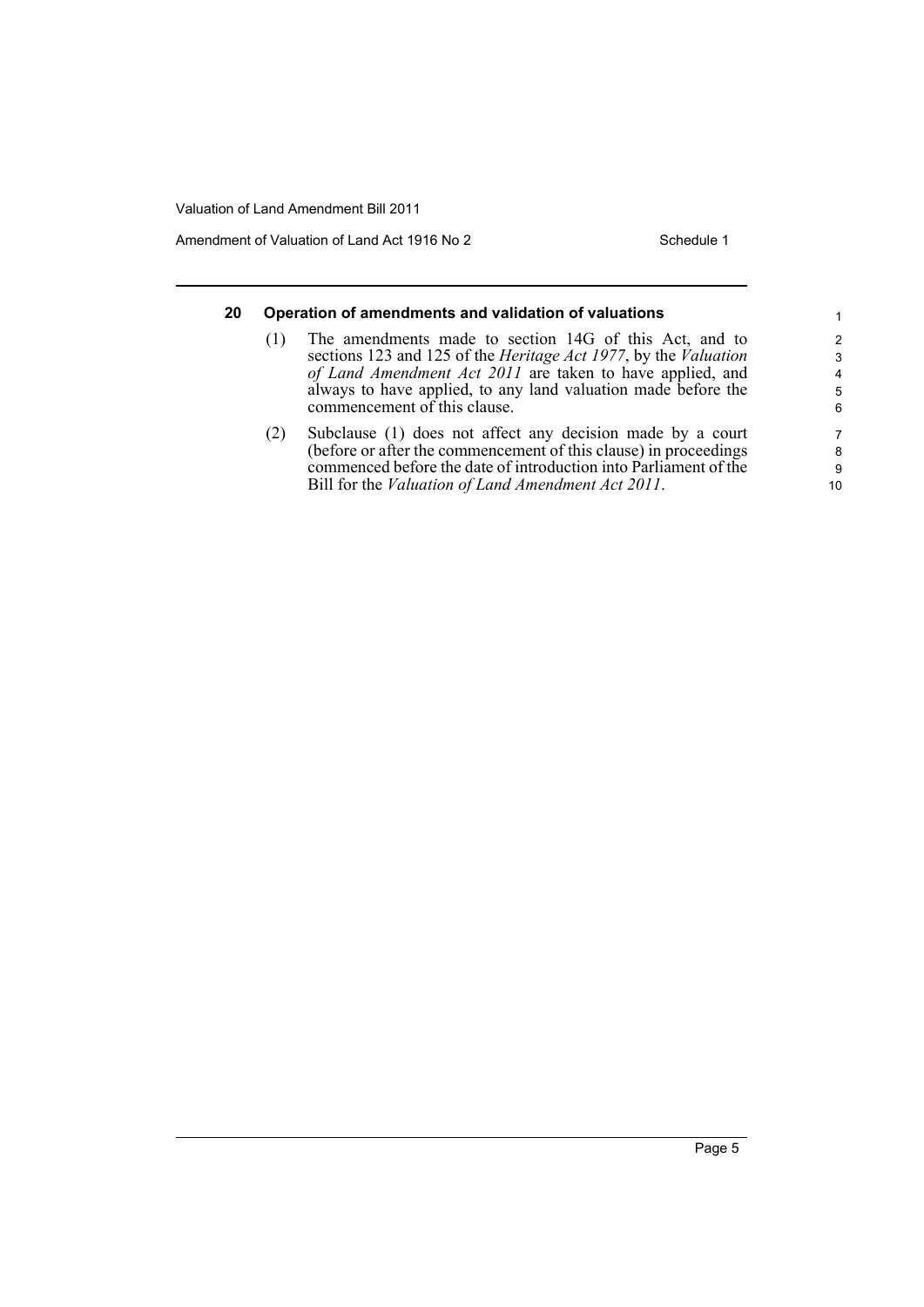### 20 Operation of amendments and validation of valuations

(1) The amendments made to section 14G of this Act, and to sections 123 and 125 of the *Heritage Act 1977*, by the *Valuation of Land Amendment Act 2011* are taken to have applied, and always to have applied, to any land valuation made before the commencement of this clause.

(2) Subclause (1) does not affect any decision made by a court (before or after the commencement of this clause) in proceedings commenced before the date of introduction into Parliament of the Bill for the *Valuation of Land Amendment Act 2011*.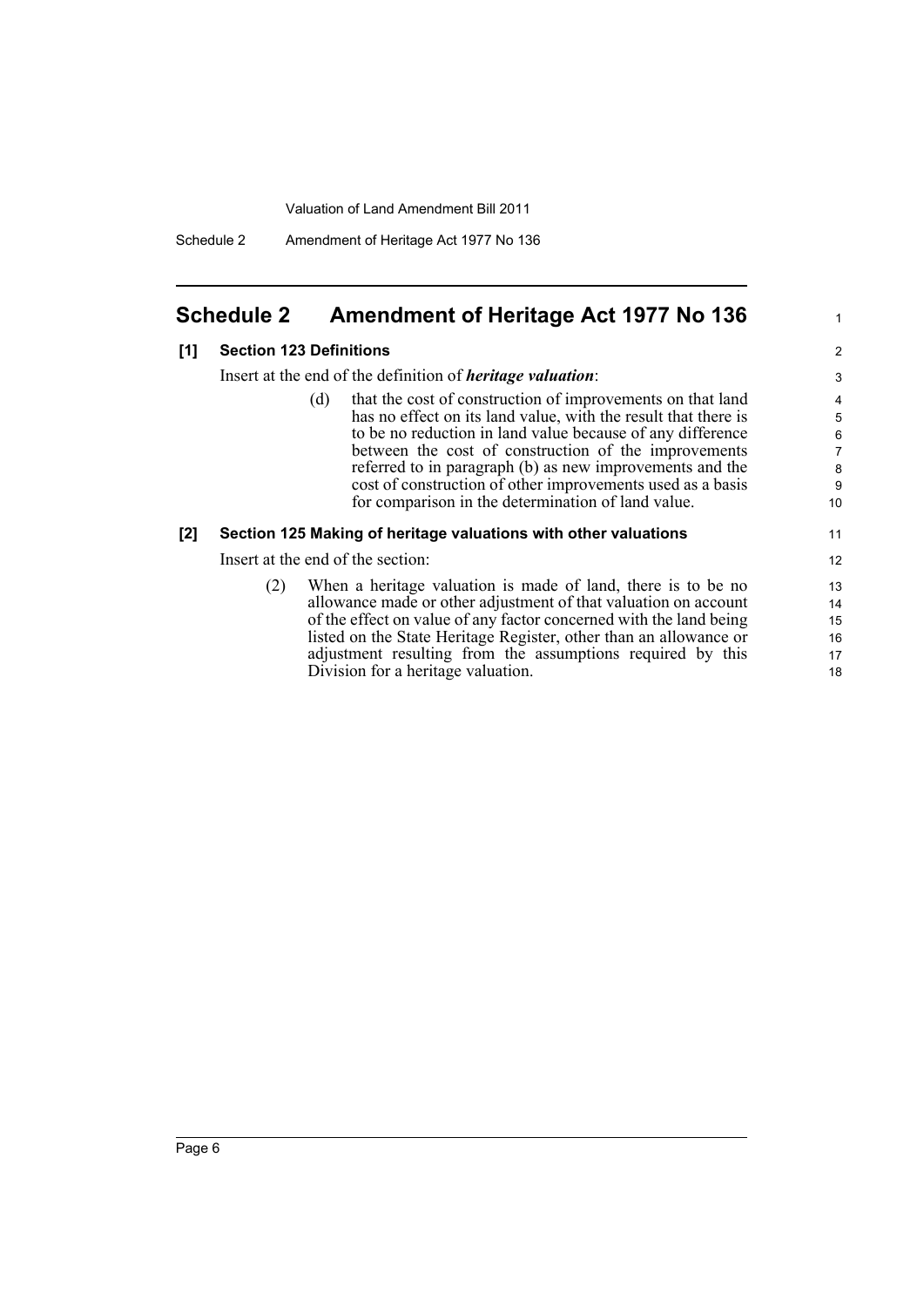## Schedule 2 Amendment of Heritage Act 1977 No 136

**[1] Section 123 Definitions**

Insert at the end of the definition of ***heritage valuation***:

> (d) that the cost of construction of improvements on that land has no effect on its land value, with the result that there is to be no reduction in land value because of any difference between the cost of construction of the improvements referred to in paragraph (b) as new improvements and the cost of construction of other improvements used as a basis for comparison in the determination of land value.

**[2] Section 125 Making of heritage valuations with other valuations**

Insert at the end of the section:

> (2) When a heritage valuation is made of land, there is to be no allowance made or other adjustment of that valuation on account of the effect on value of any factor concerned with the land being listed on the State Heritage Register, other than an allowance or adjustment resulting from the assumptions required by this Division for a heritage valuation.